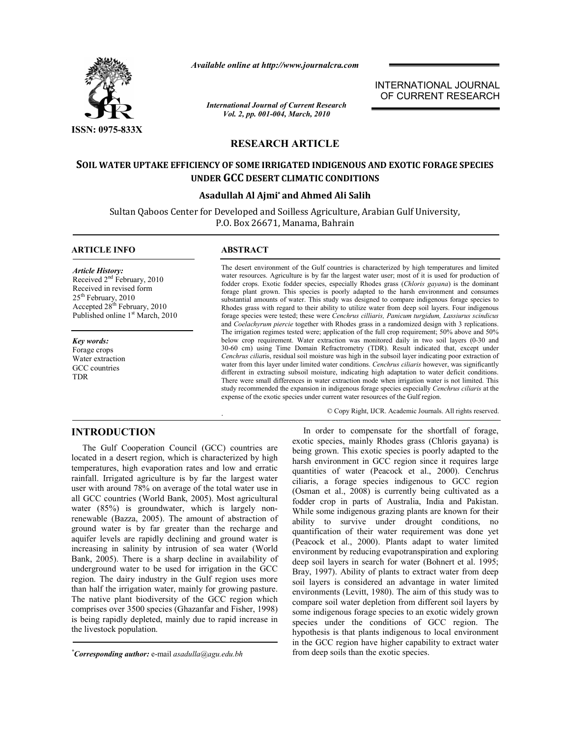Available online at http://www.journalcra.com

ISSN: 0975-833X

INTERNATIONAL JOURNAL OF CURRENT RESEARCH

**RESEARCH ARTICLE**

# SOIL WATER UPTAKE EFFICIENCY OF SOME IRRIGATED INDIGENOUS AND EXOTIC FORAGE SPECIES UNDER GCC DESERT CLIMATIC CONDITIONS

**Asadullah Al Ajmi*** **and Ahmed Ali Salih**

Sultan Qaboos Center for Developed and Soilless Agriculture, Arabian Gulf University, P.O. Box 26671, Manama, Bahrain

## ARTICLE INFO

*Article History:*
Received 2nd February, 2010
Received in revised form 25th February, 2010
Accepted 28th February, 2010
Published online 1st March, 2010

*Key words:*
Forage crops
Water extraction
GCC countries
TDR

## ABSTRACT

The desert environment of the Gulf countries is characterized by high temperatures and limited water resources. Agriculture is by far the largest water user; most of it is used for production of fodder crops. Exotic fodder species, especially Rhodes grass (*Chloris gayana*) is the dominant forage plant grown. This species is poorly adapted to the harsh environment and consumes substantial amounts of water. This study was designed to compare indigenous forage species to Rhodes grass with regard to their ability to utilize water from deep soil layers. Four indigenous forage species were tested; these were *Cenchrus cilliaris, Panicum turgidum, Lassiurus scindicus* and *Coelachyrum piercie* together with Rhodes grass in a randomized design with 3 replications. The irrigation regimes tested were; application of the full crop requirement; 50% above and 50% below crop requirement. Water extraction was monitored daily in two soil layers (0-30 and 30-60 cm) using Time Domain Refractrometry (TDR). Result indicated that, except under *Cenchrus ciliar*is, residual soil moisture was high in the subsoil layer indicating poor extraction of water from this layer under limited water conditions. *Cenchrus ciliaris* however, was significantly different in extracting subsoil moisture, indicating high adaptation to water deficit conditions. There were small differences in water extraction mode when irrigation water is not limited. This study recommended the expansion in indigenous forage species especially *Cenchrus ciliaris* at the expense of the exotic species under current water resources of the Gulf region.

© Copy Right, IJCR. Academic Journals. All rights reserved.

## INTRODUCTION

The Gulf Cooperation Council (GCC) countries are located in a desert region, which is characterized by high temperatures, high evaporation rates and low and erratic rainfall. Irrigated agriculture is by far the largest water user with around 78% on average of the total water use in all GCC countries (World Bank, 2005). Most agricultural water (85%) is groundwater, which is largely non-renewable (Bazza, 2005). The amount of abstraction of ground water is by far greater than the recharge and aquifer levels are rapidly declining and ground water is increasing in salinity by intrusion of sea water (World Bank, 2005). There is a sharp decline in availability of underground water to be used for irrigation in the GCC region. The dairy industry in the Gulf region uses more than half the irrigation water, mainly for growing pasture. The native plant biodiversity of the GCC region which comprises over 3500 species (Ghazanfar and Fisher, 1998) is being rapidly depleted, mainly due to rapid increase in the livestock population.

In order to compensate for the shortfall of forage, exotic species, mainly Rhodes grass (Chloris gayana) is being grown. This exotic species is poorly adapted to the harsh environment in GCC region since it requires large quantities of water (Peacock et al., 2000). Cenchrus ciliaris, a forage species indigenous to GCC region (Osman et al., 2008) is currently being cultivated as a fodder crop in parts of Australia, India and Pakistan. While some indigenous grazing plants are known for their ability to survive under drought conditions, no quantification of their water requirement was done yet (Peacock et al., 2000). Plants adapt to water limited environment by reducing evapotranspiration and exploring deep soil layers in search for water (Bohnert et al. 1995; Bray, 1997). Ability of plants to extract water from deep soil layers is considered an advantage in water limited environments (Levitt, 1980). The aim of this study was to compare soil water depletion from different soil layers by some indigenous forage species to an exotic widely grown species under the conditions of GCC region. The hypothesis is that plants indigenous to local environment in the GCC region have higher capability to extract water from deep soils than the exotic species.

*Corresponding author: e-mail asadulla@agu.edu.bh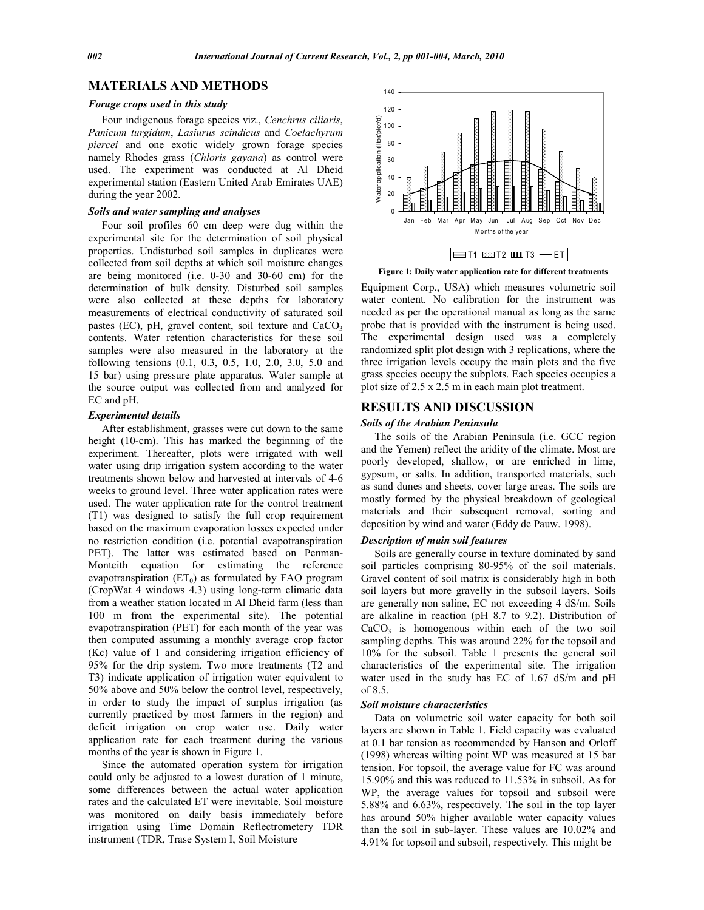## MATERIALS AND METHODS

### *Forage crops used in this study*

Four indigenous forage species viz., *Cenchrus ciliaris*, *Panicum turgidum*, *Lasiurus scindicus* and *Coelachyrum piercei* and one exotic widely grown forage species namely Rhodes grass (*Chloris gayana*) as control were used. The experiment was conducted at Al Dheid experimental station (Eastern United Arab Emirates UAE) during the year 2002.

### *Soils and water sampling and analyses*

Four soil profiles 60 cm deep were dug within the experimental site for the determination of soil physical properties. Undisturbed soil samples in duplicates were collected from soil depths at which soil moisture changes are being monitored (i.e. 0-30 and 30-60 cm) for the determination of bulk density. Disturbed soil samples were also collected at these depths for laboratory measurements of electrical conductivity of saturated soil pastes (EC), pH, gravel content, soil texture and $CaCO_3$ contents. Water retention characteristics for these soil samples were also measured in the laboratory at the following tensions (0.1, 0.3, 0.5, 1.0, 2.0, 3.0, 5.0 and 15 bar) using pressure plate apparatus. Water sample at the source output was collected from and analyzed for EC and pH.

### *Experimental details*

After establishment, grasses were cut down to the same height (10-cm). This has marked the beginning of the experiment. Thereafter, plots were irrigated with well water using drip irrigation system according to the water treatments shown below and harvested at intervals of 4-6 weeks to ground level. Three water application rates were used. The water application rate for the control treatment (T1) was designed to satisfy the full crop requirement based on the maximum evaporation losses expected under no restriction condition (i.e. potential evapotranspiration PET). The latter was estimated based on Penman-Monteith equation for estimating the reference evapotranspiration ($ET_0$) as formulated by FAO program (CropWat 4 windows 4.3) using long-term climatic data from a weather station located in Al Dheid farm (less than 100 m from the experimental site). The potential evapotranspiration (PET) for each month of the year was then computed assuming a monthly average crop factor (Kc) value of 1 and considering irrigation efficiency of 95% for the drip system. Two more treatments (T2 and T3) indicate application of irrigation water equivalent to 50% above and 50% below the control level, respectively, in order to study the impact of surplus irrigation (as currently practiced by most farmers in the region) and deficit irrigation on crop water use. Daily water application rate for each treatment during the various months of the year is shown in Figure 1.

Since the automated operation system for irrigation could only be adjusted to a lowest duration of 1 minute, some differences between the actual water application rates and the calculated ET were inevitable. Soil moisture was monitored on daily basis immediately before irrigation using Time Domain Reflectrometery TDR instrument (TDR, Trase System I, Soil Moisture Equipment Corp., USA) which measures volumetric soil water content. No calibration for the instrument was needed as per the operational manual as long as the same probe that is provided with the instrument is being used. The experimental design used was a completely randomized split plot design with 3 replications, where the three irrigation levels occupy the main plots and the five grass species occupy the subplots. Each species occupies a plot size of 2.5 x 2.5 m in each main plot treatment.

**Figure 1: Daily water application rate for different treatments**

## RESULTS AND DISCUSSION

### *Soils of the Arabian Peninsula*

The soils of the Arabian Peninsula (i.e. GCC region and the Yemen) reflect the aridity of the climate. Most are poorly developed, shallow, or are enriched in lime, gypsum, or salts. In addition, transported materials, such as sand dunes and sheets, cover large areas. The soils are mostly formed by the physical breakdown of geological materials and their subsequent removal, sorting and deposition by wind and water (Eddy de Pauw. 1998).

### *Description of main soil features*

Soils are generally course in texture dominated by sand soil particles comprising 80-95% of the soil materials. Gravel content of soil matrix is considerably high in both soil layers but more gravelly in the subsoil layers. Soils are generally non saline, EC not exceeding 4 dS/m. Soils are alkaline in reaction (pH 8.7 to 9.2). Distribution of $CaCO_3$ is homogenous within each of the two soil sampling depths. This was around 22% for the topsoil and 10% for the subsoil. Table 1 presents the general soil characteristics of the experimental site. The irrigation water used in the study has EC of 1.67 dS/m and pH of 8.5.

### *Soil moisture characteristics*

Data on volumetric soil water capacity for both soil layers are shown in Table 1. Field capacity was evaluated at 0.1 bar tension as recommended by Hanson and Orloff (1998) whereas wilting point WP was measured at 15 bar tension. For topsoil, the average value for FC was around 15.90% and this was reduced to 11.53% in subsoil. As for WP, the average values for topsoil and subsoil were 5.88% and 6.63%, respectively. The soil in the top layer has around 50% higher available water capacity values than the soil in sub-layer. These values are 10.02% and 4.91% for topsoil and subsoil, respectively. This might be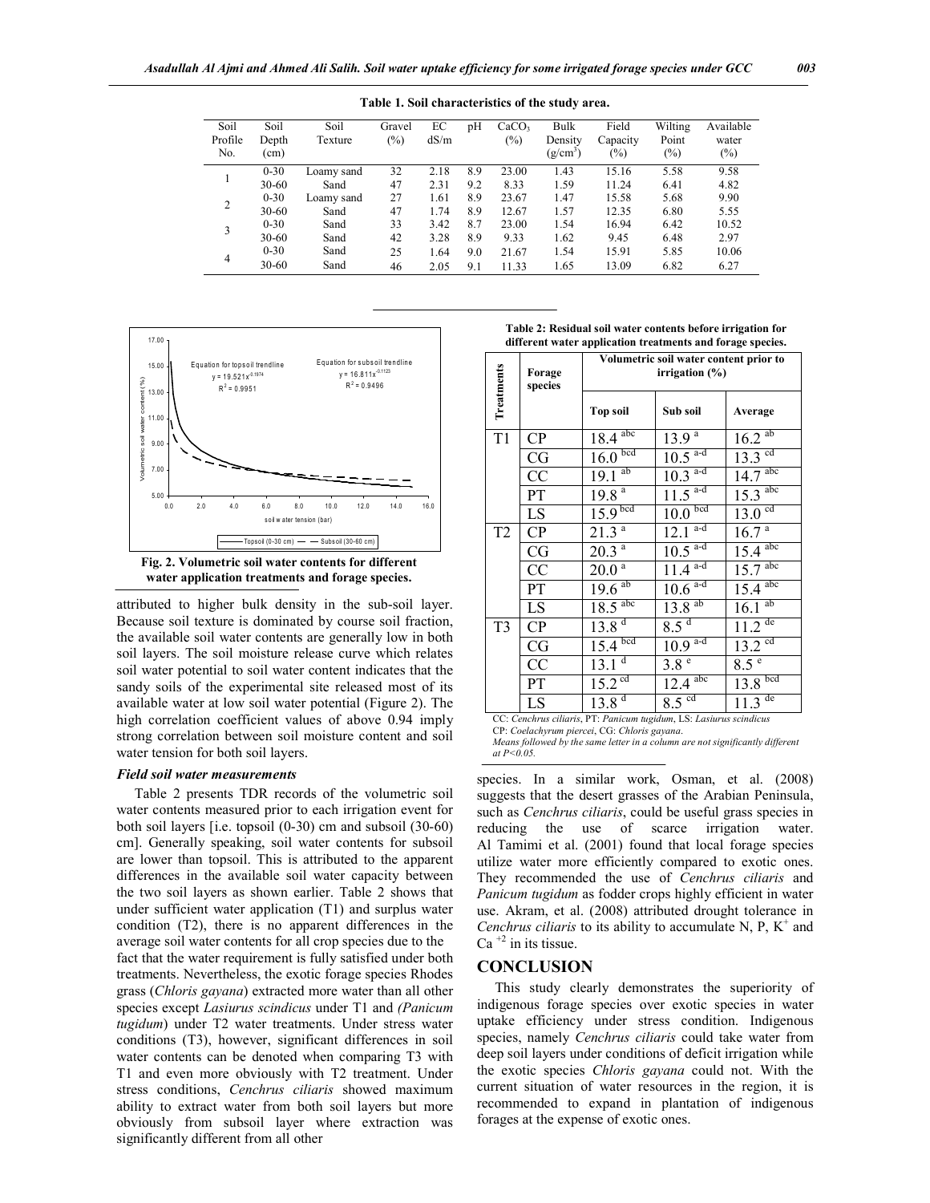**Table 1. Soil characteristics of the study area.**

| Soil Profile No. | Soil Depth (cm) | Soil Texture | Gravel (%) | EC dS/m | pH | $CaCO_3$ (%) | Bulk Density (g/cm$^3$) | Field Capacity (%) | Wilting Point (%) | Available water (%) |
|---|---|---|---|---|---|---|---|---|---|---|
| 1 | 0-30 | Loamy sand | 32 | 2.18 | 8.9 | 23.00 | 1.43 | 15.16 | 5.58 | 9.58 |
| | 30-60 | Sand | 47 | 2.31 | 9.2 | 8.33 | 1.59 | 11.24 | 6.41 | 4.82 |
| 2 | 0-30 | Loamy sand | 27 | 1.61 | 8.9 | 23.67 | 1.47 | 15.58 | 5.68 | 9.90 |
| | 30-60 | Sand | 47 | 1.74 | 8.9 | 12.67 | 1.57 | 12.35 | 6.80 | 5.55 |
| 3 | 0-30 | Sand | 33 | 3.42 | 8.7 | 23.00 | 1.54 | 16.94 | 6.42 | 10.52 |
| | 30-60 | Sand | 42 | 3.28 | 8.9 | 9.33 | 1.62 | 9.45 | 6.48 | 2.97 |
| 4 | 0-30 | Sand | 25 | 1.64 | 9.0 | 21.67 | 1.54 | 15.91 | 5.85 | 10.06 |
| | 30-60 | Sand | 46 | 2.05 | 9.1 | 11.33 | 1.65 | 13.09 | 6.82 | 6.27 |

Equation for topsoil trendline: $y = 19.521x^{-0.1974}$, $R^2 = 0.9951$

Equation for subsoil trendline: $y = 16.811x^{-0.1123}$, $R^2 = 0.9496$

**Fig. 2. Volumetric soil water contents for different water application treatments and forage species.**

attributed to higher bulk density in the sub-soil layer. Because soil texture is dominated by course soil fraction, the available soil water contents are generally low in both soil layers. The soil moisture release curve which relates soil water potential to soil water content indicates that the sandy soils of the experimental site released most of its available water at low soil water potential (Figure 2). The high correlation coefficient values of above 0.94 imply strong correlation between soil moisture content and soil water tension for both soil layers.

### *Field soil water measurements*

Table 2 presents TDR records of the volumetric soil water contents measured prior to each irrigation event for both soil layers [i.e. topsoil (0-30) cm and subsoil (30-60) cm]. Generally speaking, soil water contents for subsoil are lower than topsoil. This is attributed to the apparent differences in the available soil water capacity between the two soil layers as shown earlier. Table 2 shows that under sufficient water application (T1) and surplus water condition (T2), there is no apparent differences in the average soil water contents for all crop species due to the fact that the water requirement is fully satisfied under both treatments. Nevertheless, the exotic forage species Rhodes grass (*Chloris gayana*) extracted more water than all other species except *Lasiurus scindicus* under T1 and *(Panicum tugidum)* under T2 water treatments. Under stress water conditions (T3), however, significant differences in soil water contents can be denoted when comparing T3 with T1 and even more obviously with T2 treatment. Under stress conditions, *Cenchrus ciliaris* showed maximum ability to extract water from both soil layers but more obviously from subsoil layer where extraction was significantly different from all other

**Table 2: Residual soil water contents before irrigation for different water application treatments and forage species.**

| Treatments | Forage species | Volumetric soil water content prior to irrigation (%) | | |
|---|---|---|---|---|
| | | Top soil | Sub soil | Average |
| T1 | CP | 18.4 [abc] | 13.9 [a] | 16.2 [ab] |
| | CG | 16.0 [bcd] | 10.5 [a-d] | 13.3 [cd] |
| | CC | 19.1 [ab] | 10.3 [a-d] | 14.7 [abc] |
| | PT | 19.8 [a] | 11.5 [a-d] | 15.3 [abc] |
| | LS | 15.9 [bcd] | 10.0 [bcd] | 13.0 [cd] |
| T2 | CP | 21.3 [a] | 12.1 [a-d] | 16.7 [a] |
| | CG | 20.3 [a] | 10.5 [a-d] | 15.4 [abc] |
| | CC | 20.0 [a] | 11.4 [a-d] | 15.7 [abc] |
| | PT | 19.6 [ab] | 10.6 [a-d] | 15.4 [abc] |
| | LS | 18.5 [abc] | 13.8 [ab] | 16.1 [ab] |
| T3 | CP | 13.8 [d] | 8.5 [d] | 11.2 [de] |
| | CG | 15.4 [bcd] | 10.9 [a-d] | 13.2 [cd] |
| | CC | 13.1 [d] | 3.8 [e] | 8.5 [e] |
| | PT | 15.2 [cd] | 12.4 [abc] | 13.8 [bcd] |
| | LS | 13.8 [d] | 8.5 [cd] | 11.3 [de] |

CC: *Cenchrus ciliaris*, PT: *Panicum tugidum*, LS: *Lasiurus scindicus*
CP: *Coelachyrum piercei*, CG: *Chloris gayana*.
*Means followed by the same letter in a column are not significantly different at P<0.05.*

species. In a similar work, Osman, et al. (2008) suggests that the desert grasses of the Arabian Peninsula, such as *Cenchrus ciliaris*, could be useful grass species in reducing the use of scarce irrigation water. Al Tamimi et al. (2001) found that local forage species utilize water more efficiently compared to exotic ones. They recommended the use of *Cenchrus ciliaris* and *Panicum tugidum* as fodder crops highly efficient in water use. Akram, et al. (2008) attributed drought tolerance in *Cenchrus ciliaris* to its ability to accumulate N, P, $K^+$ and $Ca^{+2}$ in its tissue.

## CONCLUSION

This study clearly demonstrates the superiority of indigenous forage species over exotic species in water uptake efficiency under stress condition. Indigenous species, namely *Cenchrus ciliaris* could take water from deep soil layers under conditions of deficit irrigation while the exotic species *Chloris gayana* could not. With the current situation of water resources in the region, it is recommended to expand in plantation of indigenous forages at the expense of exotic ones.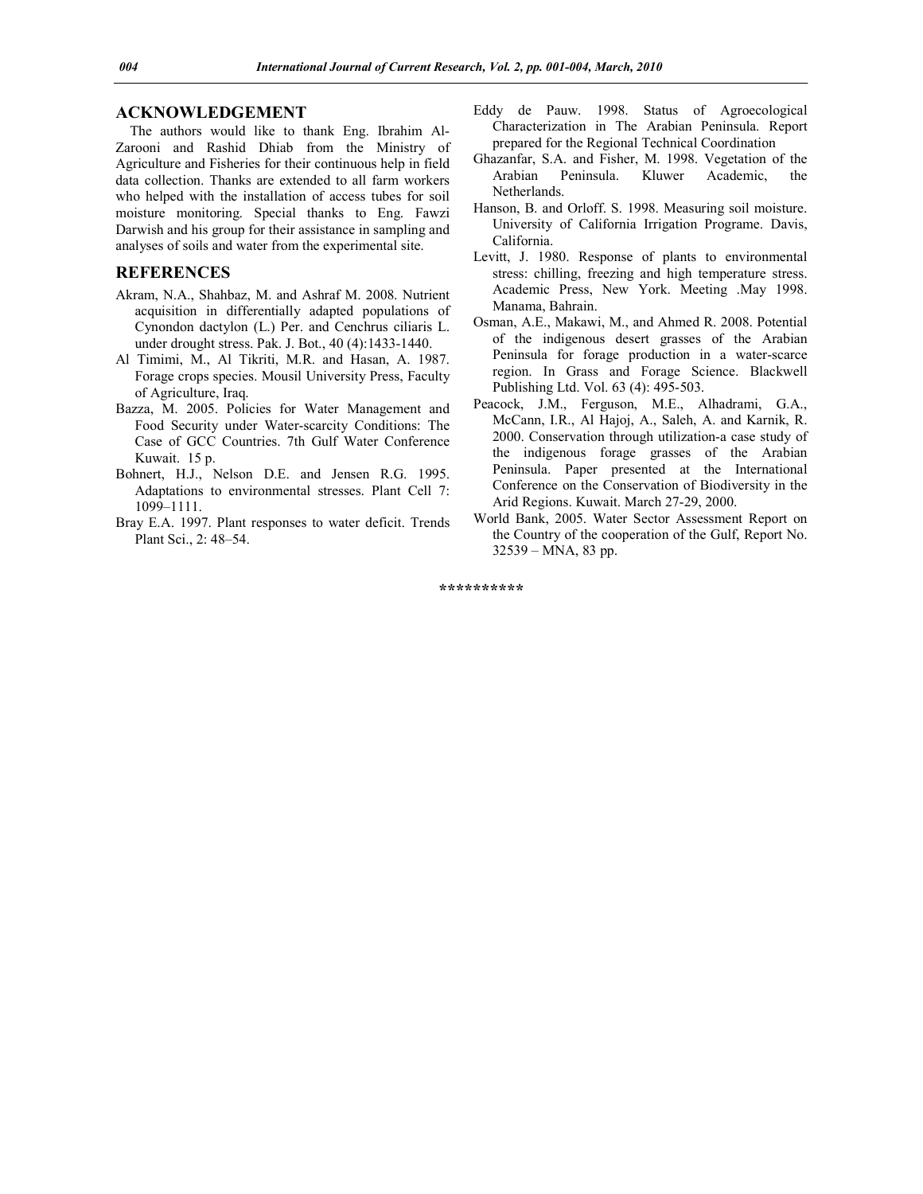## ACKNOWLEDGEMENT

The authors would like to thank Eng. Ibrahim Al-Zarooni and Rashid Dhiab from the Ministry of Agriculture and Fisheries for their continuous help in field data collection. Thanks are extended to all farm workers who helped with the installation of access tubes for soil moisture monitoring. Special thanks to Eng. Fawzi Darwish and his group for their assistance in sampling and analyses of soils and water from the experimental site.

## REFERENCES

Akram, N.A., Shahbaz, M. and Ashraf M. 2008. Nutrient acquisition in differentially adapted populations of Cynondon dactylon (L.) Per. and Cenchrus ciliaris L. under drought stress. Pak. J. Bot., 40 (4):1433-1440.

Al Timimi, M., Al Tikriti, M.R. and Hasan, A. 1987. Forage crops species. Mousil University Press, Faculty of Agriculture, Iraq.

Bazza, M. 2005. Policies for Water Management and Food Security under Water-scarcity Conditions: The Case of GCC Countries. 7th Gulf Water Conference Kuwait. 15 p.

Bohnert, H.J., Nelson D.E. and Jensen R.G. 1995. Adaptations to environmental stresses. Plant Cell 7: 1099–1111.

Bray E.A. 1997. Plant responses to water deficit. Trends Plant Sci., 2: 48–54.

Eddy de Pauw. 1998. Status of Agroecological Characterization in The Arabian Peninsula. Report prepared for the Regional Technical Coordination

Ghazanfar, S.A. and Fisher, M. 1998. Vegetation of the Arabian Peninsula. Kluwer Academic, the Netherlands.

Hanson, B. and Orloff. S. 1998. Measuring soil moisture. University of California Irrigation Programe. Davis, California.

Levitt, J. 1980. Response of plants to environmental stress: chilling, freezing and high temperature stress. Academic Press, New York. Meeting .May 1998. Manama, Bahrain.

Osman, A.E., Makawi, M., and Ahmed R. 2008. Potential of the indigenous desert grasses of the Arabian Peninsula for forage production in a water-scarce region. In Grass and Forage Science. Blackwell Publishing Ltd. Vol. 63 (4): 495-503.

Peacock, J.M., Ferguson, M.E., Alhadrami, G.A., McCann, I.R., Al Hajoj, A., Saleh, A. and Karnik, R. 2000. Conservation through utilization-a case study of the indigenous forage grasses of the Arabian Peninsula. Paper presented at the International Conference on the Conservation of Biodiversity in the Arid Regions. Kuwait. March 27-29, 2000.

World Bank, 2005. Water Sector Assessment Report on the Country of the cooperation of the Gulf, Report No. 32539 – MNA, 83 pp.

**********